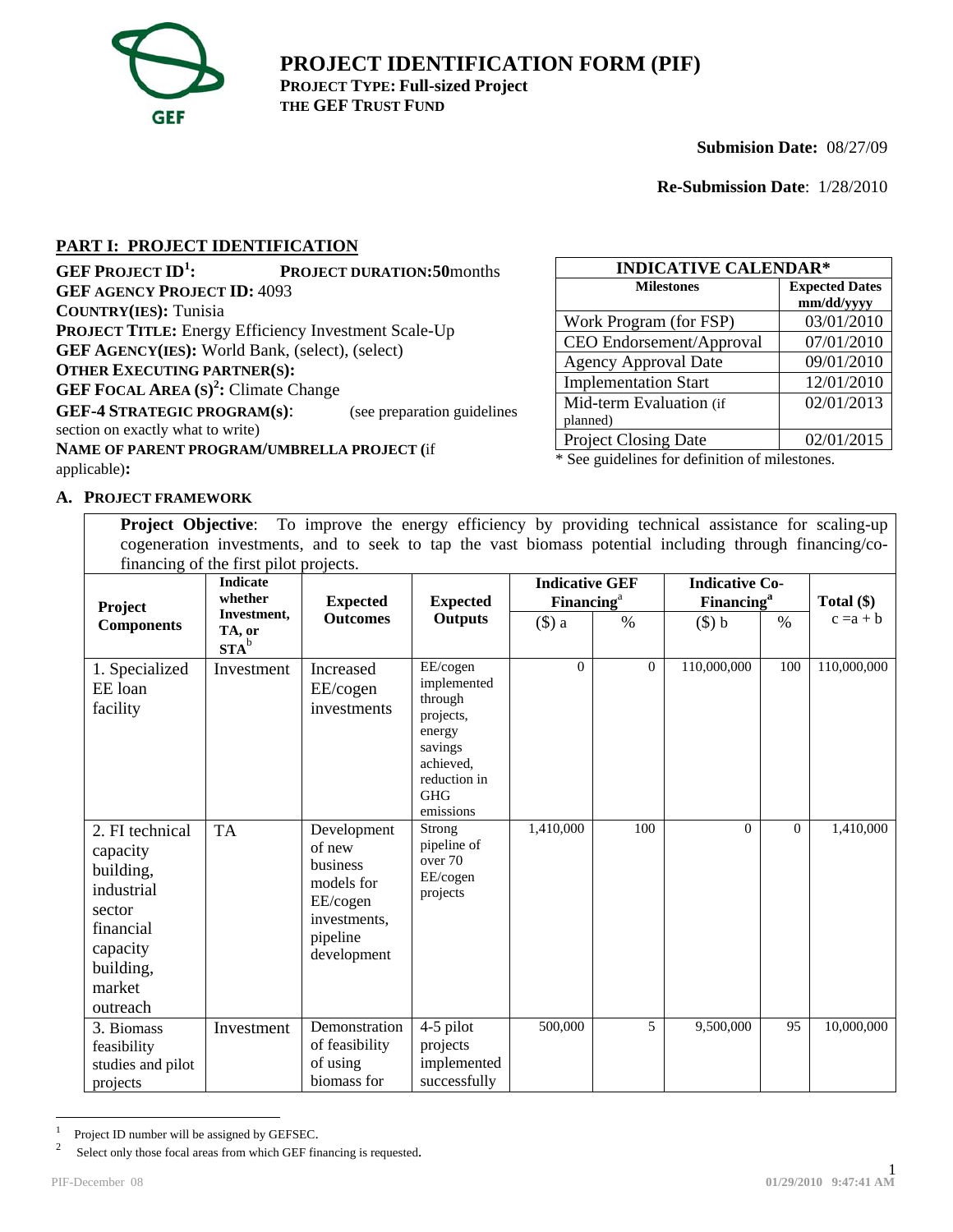# PROJECT IDENTIFICATION FORM (PIF)

**PROJECT TYPE: Full-sized Project**
**THE GEF TRUST FUND**

**Submision Date:** 08/27/09

**Re-Submission Date**: 1/28/2010

## PART I: PROJECT IDENTIFICATION

**GEF PROJECT ID[1]:** **PROJECT DURATION:50**months
**GEF AGENCY PROJECT ID:** 4093
**COUNTRY(IES):** Tunisia
**PROJECT TITLE:** Energy Efficiency Investment Scale-Up
**GEF AGENCY(IES):** World Bank, (select), (select)
**OTHER EXECUTING PARTNER(S):**
**GEF FOCAL AREA (S)[2]:** Climate Change
**GEF-4 STRATEGIC PROGRAM(S)**: (see preparation guidelines section on exactly what to write)
**NAME OF PARENT PROGRAM/UMBRELLA PROJECT (**if applicable)**:**

| INDICATIVE CALENDAR* | |
|---|---|
| **Milestones** | **Expected Dates mm/dd/yyyy** |
| Work Program (for FSP) | 03/01/2010 |
| CEO Endorsement/Approval | 07/01/2010 |
| Agency Approval Date | 09/01/2010 |
| Implementation Start | 12/01/2010 |
| Mid-term Evaluation (if planned) | 02/01/2013 |
| Project Closing Date | 02/01/2015 |

\* See guidelines for definition of milestones.

### A. PROJECT FRAMEWORK

**Project Objective**: To improve the energy efficiency by providing technical assistance for scaling-up cogeneration investments, and to seek to tap the vast biomass potential including through financing/co-financing of the first pilot projects.

| Project Components | Indicate whether Investment, TA, or STA[b] | Expected Outcomes | Expected Outputs | Indicative GEF Financing[a] | | Indicative Co-Financing[a] | | Total ($) |
|---|---|---|---|---|---|---|---|---|
| | | | | ($) a | % | ($) b | % | c =a + b |
| 1. Specialized EE loan facility | Investment | Increased EE/cogen investments | EE/cogen implemented through projects, energy savings achieved, reduction in GHG emissions | 0 | 0 | 110,000,000 | 100 | 110,000,000 |
| 2. FI technical capacity building, industrial sector financial capacity building, market outreach | TA | Development of new business models for EE/cogen investments, pipeline development | Strong pipeline of over 70 EE/cogen projects | 1,410,000 | 100 | 0 | 0 | 1,410,000 |
| 3. Biomass feasibility studies and pilot projects | Investment | Demonstration of feasibility of using biomass for | 4-5 pilot projects implemented successfully | 500,000 | 5 | 9,500,000 | 95 | 10,000,000 |

[1] Project ID number will be assigned by GEFSEC.

[2] Select only those focal areas from which GEF financing is requested.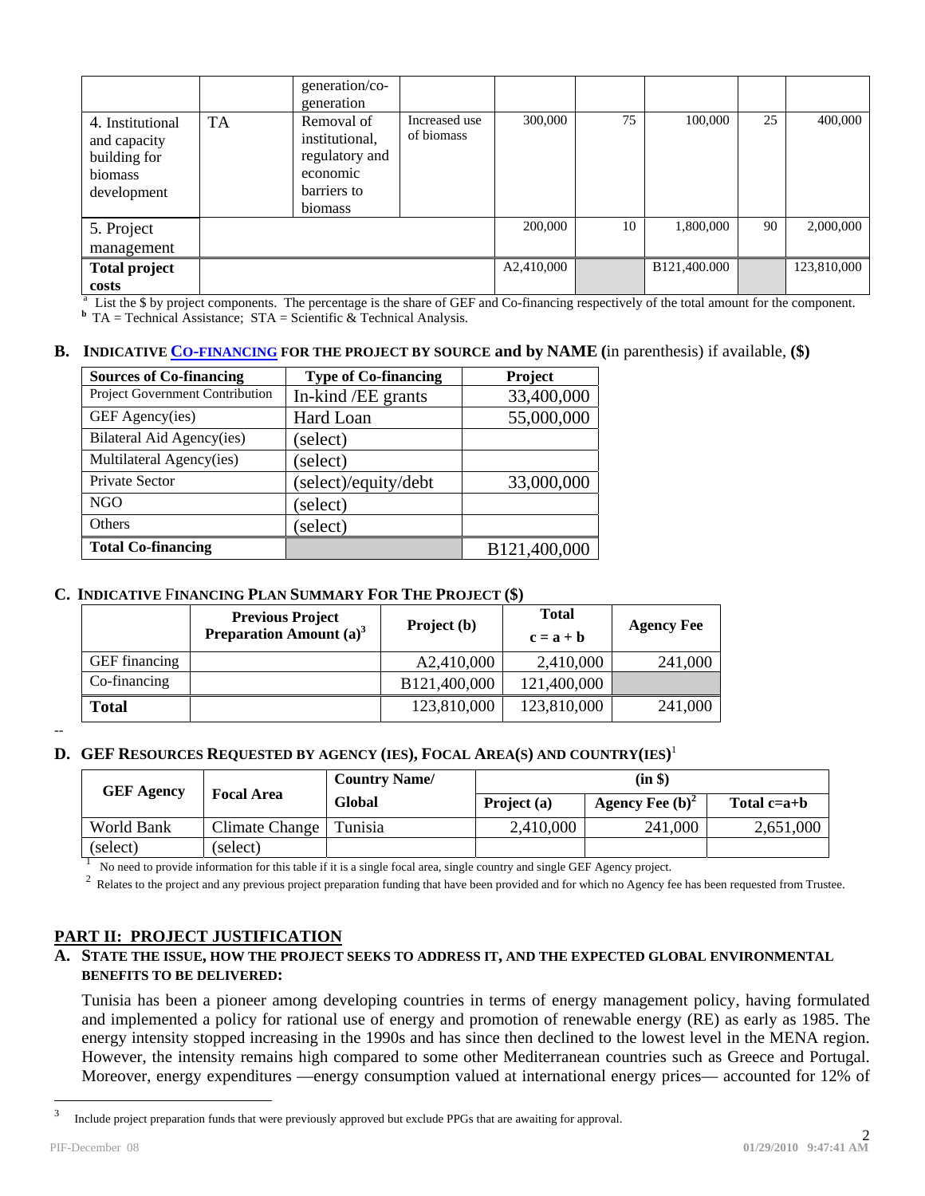|  |  | generation/co-generation |  |  |  |  |  |  |
|---|---|---|---|---|---|---|---|---|
| 4. Institutional and capacity building for biomass development | TA | Removal of institutional, regulatory and economic barriers to biomass | Increased use of biomass | 300,000 | 75 | 100,000 | 25 | 400,000 |
| 5. Project management |  |  |  | 200,000 | 10 | 1,800,000 | 90 | 2,000,000 |
| **Total project costs** |  |  |  | A2,410,000 |  | B121,400.000 |  | 123,810,000 |

[a] List the $ by project components. The percentage is the share of GEF and Co-financing respectively of the total amount for the component.
[b] TA = Technical Assistance; STA = Scientific & Technical Analysis.

## B. INDICATIVE CO-FINANCING FOR THE PROJECT BY SOURCE and by NAME (in parenthesis) if available, ($)

| Sources of Co-financing | Type of Co-financing | Project |
|---|---|---|
| Project Government Contribution | In-kind /EE grants | 33,400,000 |
| GEF Agency(ies) | Hard Loan | 55,000,000 |
| Bilateral Aid Agency(ies) | (select) |  |
| Multilateral Agency(ies) | (select) |  |
| Private Sector | (select)/equity/debt | 33,000,000 |
| NGO | (select) |  |
| Others | (select) |  |
| **Total Co-financing** |  | B121,400,000 |

## C. INDICATIVE FINANCING PLAN SUMMARY FOR THE PROJECT ($)

|  | Previous Project Preparation Amount (a)[3] | Project (b) | Total c = a + b | Agency Fee |
|---|---|---|---|---|
| GEF financing |  | A2,410,000 | 2,410,000 | 241,000 |
| Co-financing |  | B121,400,000 | 121,400,000 |  |
| **Total** |  | 123,810,000 | 123,810,000 | 241,000 |

--

## D. GEF RESOURCES REQUESTED BY AGENCY (IES), FOCAL AREA(S) AND COUNTRY(IES)[1]

| GEF Agency | Focal Area | Country Name/ Global | (in $) |  |  |
|---|---|---|---|---|---|
|  |  |  | Project (a) | Agency Fee (b)[2] | Total c=a+b |
| World Bank | Climate Change | Tunisia | 2,410,000 | 241,000 | 2,651,000 |
| (select) | (select) |  |  |  |  |

[1] No need to provide information for this table if it is a single focal area, single country and single GEF Agency project.

[2] Relates to the project and any previous project preparation funding that have been provided and for which no Agency fee has been requested from Trustee.

## PART II: PROJECT JUSTIFICATION

### A. STATE THE ISSUE, HOW THE PROJECT SEEKS TO ADDRESS IT, AND THE EXPECTED GLOBAL ENVIRONMENTAL BENEFITS TO BE DELIVERED:

Tunisia has been a pioneer among developing countries in terms of energy management policy, having formulated and implemented a policy for rational use of energy and promotion of renewable energy (RE) as early as 1985. The energy intensity stopped increasing in the 1990s and has since then declined to the lowest level in the MENA region. However, the intensity remains high compared to some other Mediterranean countries such as Greece and Portugal. Moreover, energy expenditures —energy consumption valued at international energy prices— accounted for 12% of

[3] Include project preparation funds that were previously approved but exclude PPGs that are awaiting for approval.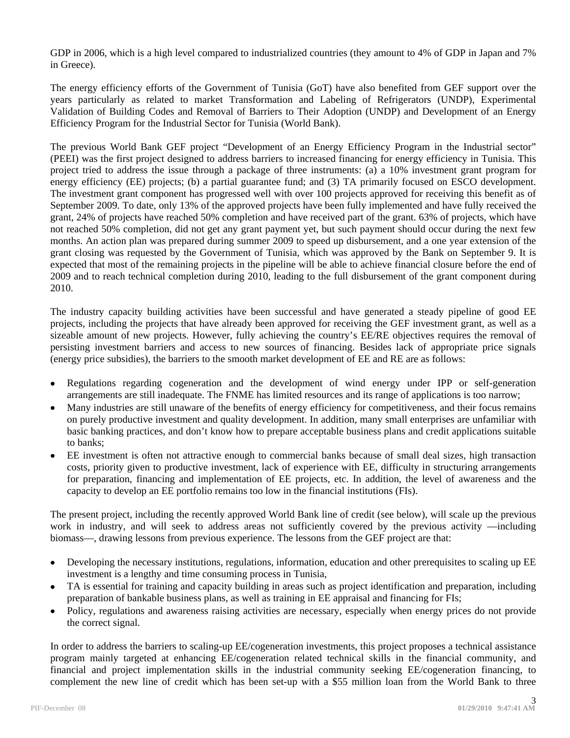GDP in 2006, which is a high level compared to industrialized countries (they amount to 4% of GDP in Japan and 7% in Greece).

The energy efficiency efforts of the Government of Tunisia (GoT) have also benefited from GEF support over the years particularly as related to market Transformation and Labeling of Refrigerators (UNDP), Experimental Validation of Building Codes and Removal of Barriers to Their Adoption (UNDP) and Development of an Energy Efficiency Program for the Industrial Sector for Tunisia (World Bank).

The previous World Bank GEF project "Development of an Energy Efficiency Program in the Industrial sector" (PEEI) was the first project designed to address barriers to increased financing for energy efficiency in Tunisia. This project tried to address the issue through a package of three instruments: (a) a 10% investment grant program for energy efficiency (EE) projects; (b) a partial guarantee fund; and (3) TA primarily focused on ESCO development. The investment grant component has progressed well with over 100 projects approved for receiving this benefit as of September 2009. To date, only 13% of the approved projects have been fully implemented and have fully received the grant, 24% of projects have reached 50% completion and have received part of the grant. 63% of projects, which have not reached 50% completion, did not get any grant payment yet, but such payment should occur during the next few months. An action plan was prepared during summer 2009 to speed up disbursement, and a one year extension of the grant closing was requested by the Government of Tunisia, which was approved by the Bank on September 9. It is expected that most of the remaining projects in the pipeline will be able to achieve financial closure before the end of 2009 and to reach technical completion during 2010, leading to the full disbursement of the grant component during 2010.

The industry capacity building activities have been successful and have generated a steady pipeline of good EE projects, including the projects that have already been approved for receiving the GEF investment grant, as well as a sizeable amount of new projects. However, fully achieving the country's EE/RE objectives requires the removal of persisting investment barriers and access to new sources of financing. Besides lack of appropriate price signals (energy price subsidies), the barriers to the smooth market development of EE and RE are as follows:

- Regulations regarding cogeneration and the development of wind energy under IPP or self-generation arrangements are still inadequate. The FNME has limited resources and its range of applications is too narrow;
- Many industries are still unaware of the benefits of energy efficiency for competitiveness, and their focus remains on purely productive investment and quality development. In addition, many small enterprises are unfamiliar with basic banking practices, and don't know how to prepare acceptable business plans and credit applications suitable to banks;
- EE investment is often not attractive enough to commercial banks because of small deal sizes, high transaction costs, priority given to productive investment, lack of experience with EE, difficulty in structuring arrangements for preparation, financing and implementation of EE projects, etc. In addition, the level of awareness and the capacity to develop an EE portfolio remains too low in the financial institutions (FIs).

The present project, including the recently approved World Bank line of credit (see below), will scale up the previous work in industry, and will seek to address areas not sufficiently covered by the previous activity —including biomass—, drawing lessons from previous experience. The lessons from the GEF project are that:

- Developing the necessary institutions, regulations, information, education and other prerequisites to scaling up EE investment is a lengthy and time consuming process in Tunisia,
- TA is essential for training and capacity building in areas such as project identification and preparation, including preparation of bankable business plans, as well as training in EE appraisal and financing for FIs;
- Policy, regulations and awareness raising activities are necessary, especially when energy prices do not provide the correct signal.

In order to address the barriers to scaling-up EE/cogeneration investments, this project proposes a technical assistance program mainly targeted at enhancing EE/cogeneration related technical skills in the financial community, and financial and project implementation skills in the industrial community seeking EE/cogeneration financing, to complement the new line of credit which has been set-up with a $55 million loan from the World Bank to three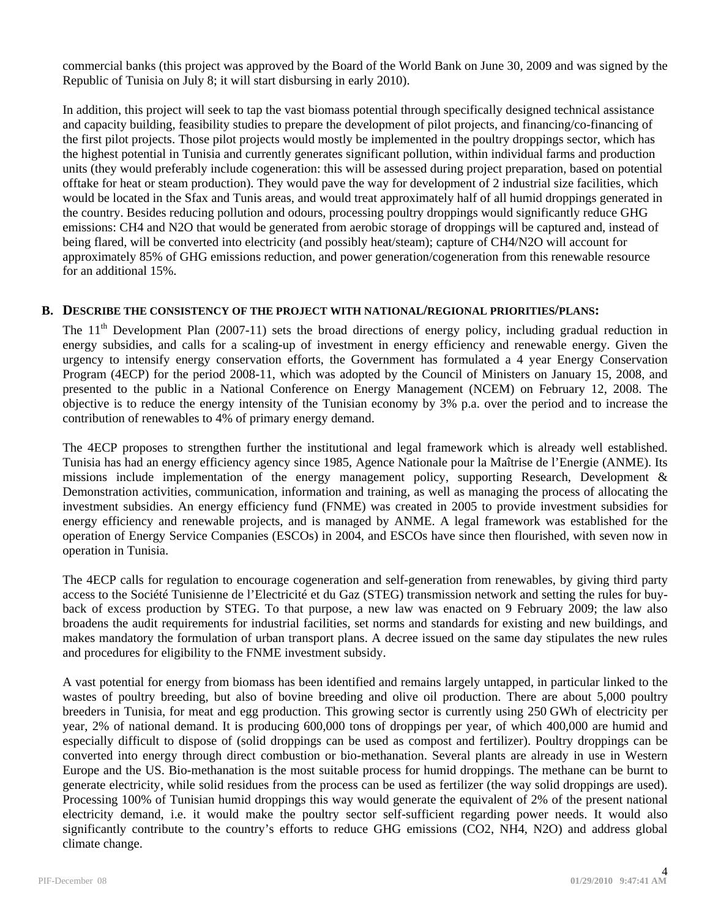commercial banks (this project was approved by the Board of the World Bank on June 30, 2009 and was signed by the Republic of Tunisia on July 8; it will start disbursing in early 2010).

In addition, this project will seek to tap the vast biomass potential through specifically designed technical assistance and capacity building, feasibility studies to prepare the development of pilot projects, and financing/co-financing of the first pilot projects. Those pilot projects would mostly be implemented in the poultry droppings sector, which has the highest potential in Tunisia and currently generates significant pollution, within individual farms and production units (they would preferably include cogeneration: this will be assessed during project preparation, based on potential offtake for heat or steam production). They would pave the way for development of 2 industrial size facilities, which would be located in the Sfax and Tunis areas, and would treat approximately half of all humid droppings generated in the country. Besides reducing pollution and odours, processing poultry droppings would significantly reduce GHG emissions: $CH_4$ and $N_2O$ that would be generated from aerobic storage of droppings will be captured and, instead of being flared, will be converted into electricity (and possibly heat/steam); capture of $CH_4$/$N_2O$ will account for approximately 85% of GHG emissions reduction, and power generation/cogeneration from this renewable resource for an additional 15%.

## B. DESCRIBE THE CONSISTENCY OF THE PROJECT WITH NATIONAL/REGIONAL PRIORITIES/PLANS:

The 11th Development Plan (2007-11) sets the broad directions of energy policy, including gradual reduction in energy subsidies, and calls for a scaling-up of investment in energy efficiency and renewable energy. Given the urgency to intensify energy conservation efforts, the Government has formulated a 4 year Energy Conservation Program (4ECP) for the period 2008-11, which was adopted by the Council of Ministers on January 15, 2008, and presented to the public in a National Conference on Energy Management (NCEM) on February 12, 2008. The objective is to reduce the energy intensity of the Tunisian economy by 3% p.a. over the period and to increase the contribution of renewables to 4% of primary energy demand.

The 4ECP proposes to strengthen further the institutional and legal framework which is already well established. Tunisia has had an energy efficiency agency since 1985, Agence Nationale pour la Maîtrise de l'Energie (ANME). Its missions include implementation of the energy management policy, supporting Research, Development & Demonstration activities, communication, information and training, as well as managing the process of allocating the investment subsidies. An energy efficiency fund (FNME) was created in 2005 to provide investment subsidies for energy efficiency and renewable projects, and is managed by ANME. A legal framework was established for the operation of Energy Service Companies (ESCOs) in 2004, and ESCOs have since then flourished, with seven now in operation in Tunisia.

The 4ECP calls for regulation to encourage cogeneration and self-generation from renewables, by giving third party access to the Société Tunisienne de l'Electricité et du Gaz (STEG) transmission network and setting the rules for buy-back of excess production by STEG. To that purpose, a new law was enacted on 9 February 2009; the law also broadens the audit requirements for industrial facilities, set norms and standards for existing and new buildings, and makes mandatory the formulation of urban transport plans. A decree issued on the same day stipulates the new rules and procedures for eligibility to the FNME investment subsidy.

A vast potential for energy from biomass has been identified and remains largely untapped, in particular linked to the wastes of poultry breeding, but also of bovine breeding and olive oil production. There are about 5,000 poultry breeders in Tunisia, for meat and egg production. This growing sector is currently using 250 GWh of electricity per year, 2% of national demand. It is producing 600,000 tons of droppings per year, of which 400,000 are humid and especially difficult to dispose of (solid droppings can be used as compost and fertilizer). Poultry droppings can be converted into energy through direct combustion or bio-methanation. Several plants are already in use in Western Europe and the US. Bio-methanation is the most suitable process for humid droppings. The methane can be burnt to generate electricity, while solid residues from the process can be used as fertilizer (the way solid droppings are used). Processing 100% of Tunisian humid droppings this way would generate the equivalent of 2% of the present national electricity demand, i.e. it would make the poultry sector self-sufficient regarding power needs. It would also significantly contribute to the country's efforts to reduce GHG emissions ($CO_2$, $NH_4$, $N_2O$) and address global climate change.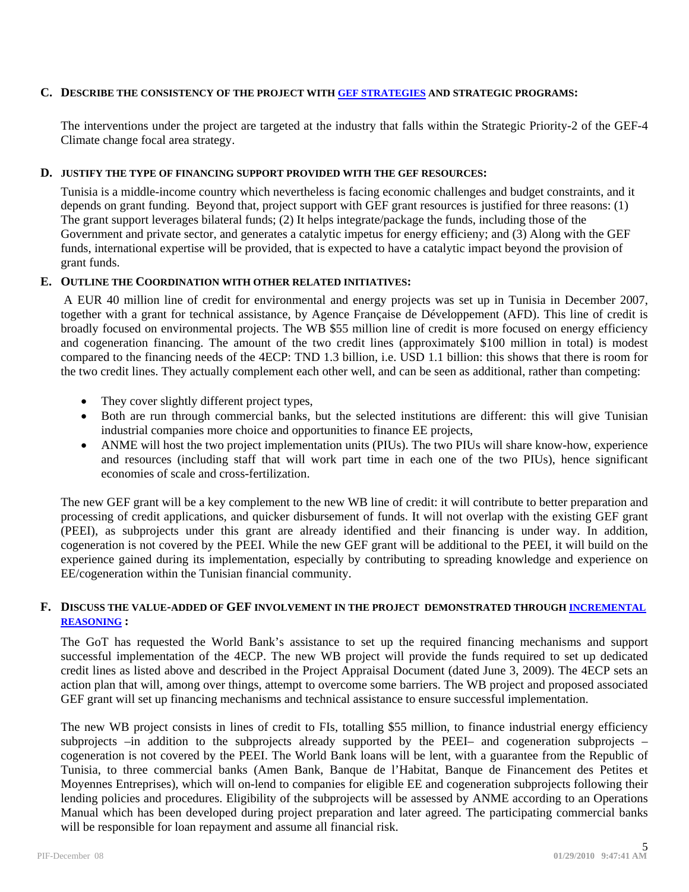## C. DESCRIBE THE CONSISTENCY OF THE PROJECT WITH GEF STRATEGIES AND STRATEGIC PROGRAMS:

The interventions under the project are targeted at the industry that falls within the Strategic Priority-2 of the GEF-4 Climate change focal area strategy.

## D. JUSTIFY THE TYPE OF FINANCING SUPPORT PROVIDED WITH THE GEF RESOURCES:

Tunisia is a middle-income country which nevertheless is facing economic challenges and budget constraints, and it depends on grant funding. Beyond that, project support with GEF grant resources is justified for three reasons: (1) The grant support leverages bilateral funds; (2) It helps integrate/package the funds, including those of the Government and private sector, and generates a catalytic impetus for energy efficieny; and (3) Along with the GEF funds, international expertise will be provided, that is expected to have a catalytic impact beyond the provision of grant funds.

## E. OUTLINE THE COORDINATION WITH OTHER RELATED INITIATIVES:

A EUR 40 million line of credit for environmental and energy projects was set up in Tunisia in December 2007, together with a grant for technical assistance, by Agence Française de Développement (AFD). This line of credit is broadly focused on environmental projects. The WB $55 million line of credit is more focused on energy efficiency and cogeneration financing. The amount of the two credit lines (approximately $100 million in total) is modest compared to the financing needs of the 4ECP: TND 1.3 billion, i.e. USD 1.1 billion: this shows that there is room for the two credit lines. They actually complement each other well, and can be seen as additional, rather than competing:

- They cover slightly different project types,
- Both are run through commercial banks, but the selected institutions are different: this will give Tunisian industrial companies more choice and opportunities to finance EE projects,
- ANME will host the two project implementation units (PIUs). The two PIUs will share know-how, experience and resources (including staff that will work part time in each one of the two PIUs), hence significant economies of scale and cross-fertilization.

The new GEF grant will be a key complement to the new WB line of credit: it will contribute to better preparation and processing of credit applications, and quicker disbursement of funds. It will not overlap with the existing GEF grant (PEEI), as subprojects under this grant are already identified and their financing is under way. In addition, cogeneration is not covered by the PEEI. While the new GEF grant will be additional to the PEEI, it will build on the experience gained during its implementation, especially by contributing to spreading knowledge and experience on EE/cogeneration within the Tunisian financial community.

## F. DISCUSS THE VALUE-ADDED OF GEF INVOLVEMENT IN THE PROJECT DEMONSTRATED THROUGH INCREMENTAL REASONING :

The GoT has requested the World Bank's assistance to set up the required financing mechanisms and support successful implementation of the 4ECP. The new WB project will provide the funds required to set up dedicated credit lines as listed above and described in the Project Appraisal Document (dated June 3, 2009). The 4ECP sets an action plan that will, among over things, attempt to overcome some barriers. The WB project and proposed associated GEF grant will set up financing mechanisms and technical assistance to ensure successful implementation.

The new WB project consists in lines of credit to FIs, totalling $55 million, to finance industrial energy efficiency subprojects –in addition to the subprojects already supported by the PEEI– and cogeneration subprojects –cogeneration is not covered by the PEEI. The World Bank loans will be lent, with a guarantee from the Republic of Tunisia, to three commercial banks (Amen Bank, Banque de l'Habitat, Banque de Financement des Petites et Moyennes Entreprises), which will on-lend to companies for eligible EE and cogeneration subprojects following their lending policies and procedures. Eligibility of the subprojects will be assessed by ANME according to an Operations Manual which has been developed during project preparation and later agreed. The participating commercial banks will be responsible for loan repayment and assume all financial risk.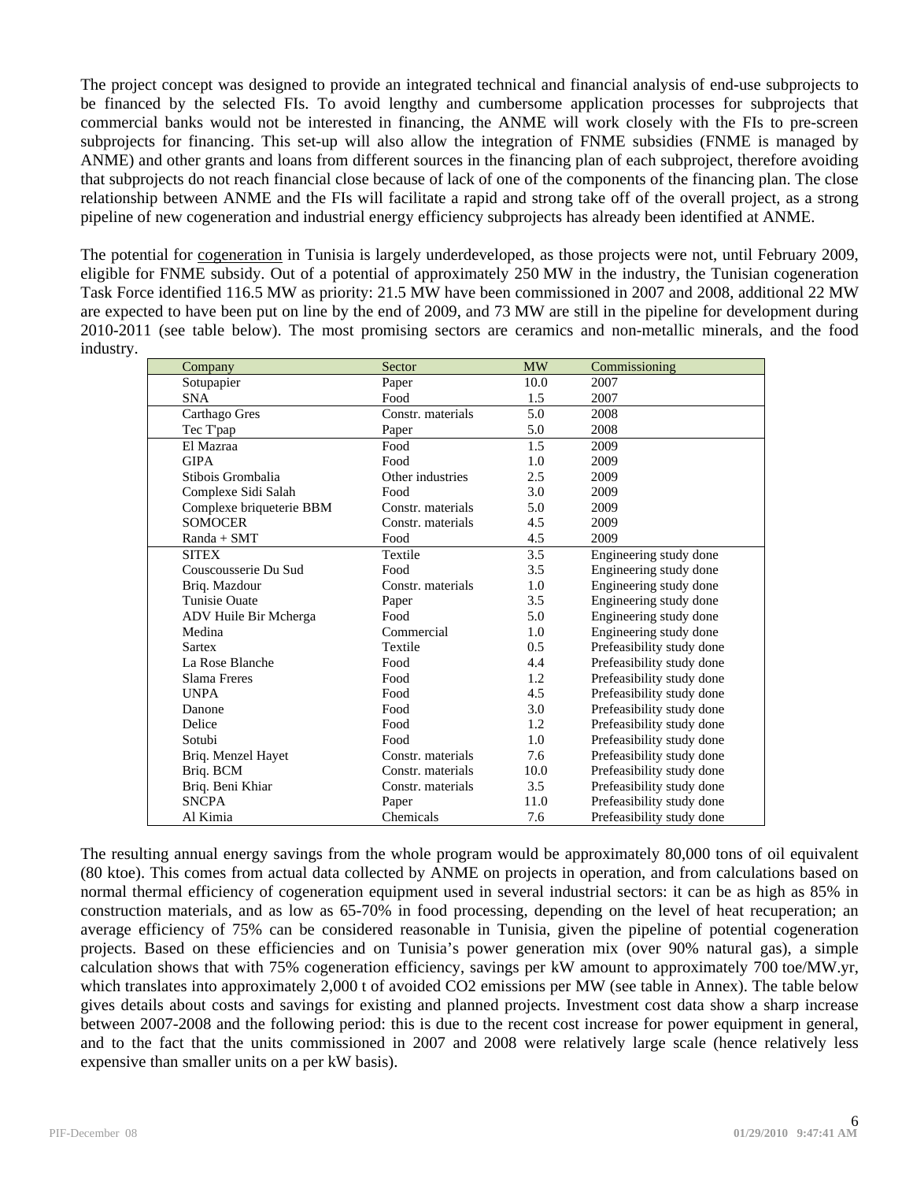The project concept was designed to provide an integrated technical and financial analysis of end-use subprojects to be financed by the selected FIs. To avoid lengthy and cumbersome application processes for subprojects that commercial banks would not be interested in financing, the ANME will work closely with the FIs to pre-screen subprojects for financing. This set-up will also allow the integration of FNME subsidies (FNME is managed by ANME) and other grants and loans from different sources in the financing plan of each subproject, therefore avoiding that subprojects do not reach financial close because of lack of one of the components of the financing plan. The close relationship between ANME and the FIs will facilitate a rapid and strong take off of the overall project, as a strong pipeline of new cogeneration and industrial energy efficiency subprojects has already been identified at ANME.

The potential for cogeneration in Tunisia is largely underdeveloped, as those projects were not, until February 2009, eligible for FNME subsidy. Out of a potential of approximately 250 MW in the industry, the Tunisian cogeneration Task Force identified 116.5 MW as priority: 21.5 MW have been commissioned in 2007 and 2008, additional 22 MW are expected to have been put on line by the end of 2009, and 73 MW are still in the pipeline for development during 2010-2011 (see table below). The most promising sectors are ceramics and non-metallic minerals, and the food industry.

| Company | Sector | MW | Commissioning |
|---|---|---|---|
| Sotupapier | Paper | 10.0 | 2007 |
| SNA | Food | 1.5 | 2007 |
| Carthago Gres | Constr. materials | 5.0 | 2008 |
| Tec T'pap | Paper | 5.0 | 2008 |
| El Mazraa | Food | 1.5 | 2009 |
| GIPA | Food | 1.0 | 2009 |
| Stibois Grombalia | Other industries | 2.5 | 2009 |
| Complexe Sidi Salah | Food | 3.0 | 2009 |
| Complexe briqueterie BBM | Constr. materials | 5.0 | 2009 |
| SOMOCER | Constr. materials | 4.5 | 2009 |
| Randa + SMT | Food | 4.5 | 2009 |
| SITEX | Textile | 3.5 | Engineering study done |
| Couscousserie Du Sud | Food | 3.5 | Engineering study done |
| Briq. Mazdour | Constr. materials | 1.0 | Engineering study done |
| Tunisie Ouate | Paper | 3.5 | Engineering study done |
| ADV Huile Bir Mcherga | Food | 5.0 | Engineering study done |
| Medina | Commercial | 1.0 | Engineering study done |
| Sartex | Textile | 0.5 | Prefeasibility study done |
| La Rose Blanche | Food | 4.4 | Prefeasibility study done |
| Slama Freres | Food | 1.2 | Prefeasibility study done |
| UNPA | Food | 4.5 | Prefeasibility study done |
| Danone | Food | 3.0 | Prefeasibility study done |
| Delice | Food | 1.2 | Prefeasibility study done |
| Sotubi | Food | 1.0 | Prefeasibility study done |
| Briq. Menzel Hayet | Constr. materials | 7.6 | Prefeasibility study done |
| Briq. BCM | Constr. materials | 10.0 | Prefeasibility study done |
| Briq. Beni Khiar | Constr. materials | 3.5 | Prefeasibility study done |
| SNCPA | Paper | 11.0 | Prefeasibility study done |
| Al Kimia | Chemicals | 7.6 | Prefeasibility study done |

The resulting annual energy savings from the whole program would be approximately 80,000 tons of oil equivalent (80 ktoe). This comes from actual data collected by ANME on projects in operation, and from calculations based on normal thermal efficiency of cogeneration equipment used in several industrial sectors: it can be as high as 85% in construction materials, and as low as 65-70% in food processing, depending on the level of heat recuperation; an average efficiency of 75% can be considered reasonable in Tunisia, given the pipeline of potential cogeneration projects. Based on these efficiencies and on Tunisia's power generation mix (over 90% natural gas), a simple calculation shows that with 75% cogeneration efficiency, savings per kW amount to approximately 700 toe/MW.yr, which translates into approximately 2,000 t of avoided $CO_2$ emissions per MW (see table in Annex). The table below gives details about costs and savings for existing and planned projects. Investment cost data show a sharp increase between 2007-2008 and the following period: this is due to the recent cost increase for power equipment in general, and to the fact that the units commissioned in 2007 and 2008 were relatively large scale (hence relatively less expensive than smaller units on a per kW basis).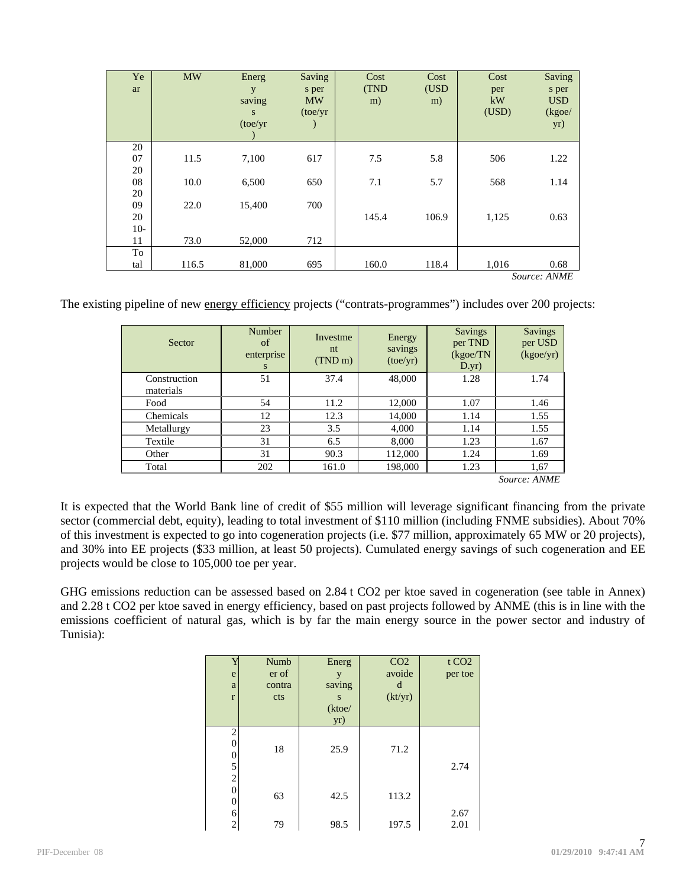| Year | MW | Energy savings (toe/yr) | Savings per MW (toe/yr) | Cost (TND m) | Cost (USD m) | Cost per kW (USD) | Savings per USD (kgoe/yr) |
|---|---|---|---|---|---|---|---|
| 2007 | 11.5 | 7,100 | 617 | 7.5 | 5.8 | 506 | 1.22 |
| 2008 | 10.0 | 6,500 | 650 | 7.1 | 5.7 | 568 | 1.14 |
| 2009 | 22.0 | 15,400 | 700 | | | | |
| 2010-11 | 73.0 | 52,000 | 712 | 145.4 | 106.9 | 1,125 | 0.63 |
| Total | 116.5 | 81,000 | 695 | 160.0 | 118.4 | 1,016 | 0.68 |

*Source: ANME*

The existing pipeline of new energy efficiency projects ("contrats-programmes") includes over 200 projects:

| Sector | Number of enterprises | Investment (TND m) | Energy savings (toe/yr) | Savings per TND (kgoe/TND.yr) | Savings per USD (kgoe/yr) |
|---|---|---|---|---|---|
| Construction materials | 51 | 37.4 | 48,000 | 1.28 | 1.74 |
| Food | 54 | 11.2 | 12,000 | 1.07 | 1.46 |
| Chemicals | 12 | 12.3 | 14,000 | 1.14 | 1.55 |
| Metallurgy | 23 | 3.5 | 4,000 | 1.14 | 1.55 |
| Textile | 31 | 6.5 | 8,000 | 1.23 | 1.67 |
| Other | 31 | 90.3 | 112,000 | 1.24 | 1.69 |
| Total | 202 | 161.0 | 198,000 | 1.23 | 1,67 |

*Source: ANME*

It is expected that the World Bank line of credit of $55 million will leverage significant financing from the private sector (commercial debt, equity), leading to total investment of $110 million (including FNME subsidies). About 70% of this investment is expected to go into cogeneration projects (i.e. $77 million, approximately 65 MW or 20 projects), and 30% into EE projects ($33 million, at least 50 projects). Cumulated energy savings of such cogeneration and EE projects would be close to 105,000 toe per year.

GHG emissions reduction can be assessed based on 2.84 t $CO_2$ per ktoe saved in cogeneration (see table in Annex) and 2.28 t $CO_2$ per ktoe saved in energy efficiency, based on past projects followed by ANME (this is in line with the emissions coefficient of natural gas, which is by far the main energy source in the power sector and industry of Tunisia):

| Year | Number of contracts | Energy savings (ktoe/yr) | $CO_2$ avoided (kt/yr) | t $CO_2$ per toe |
|---|---|---|---|---|
| 2005 | 18 | 25.9 | 71.2 | 2.74 |
| 2006 | 63 | 42.5 | 113.2 | 2.67 |
| 2 | 79 | 98.5 | 197.5 | 2.01 |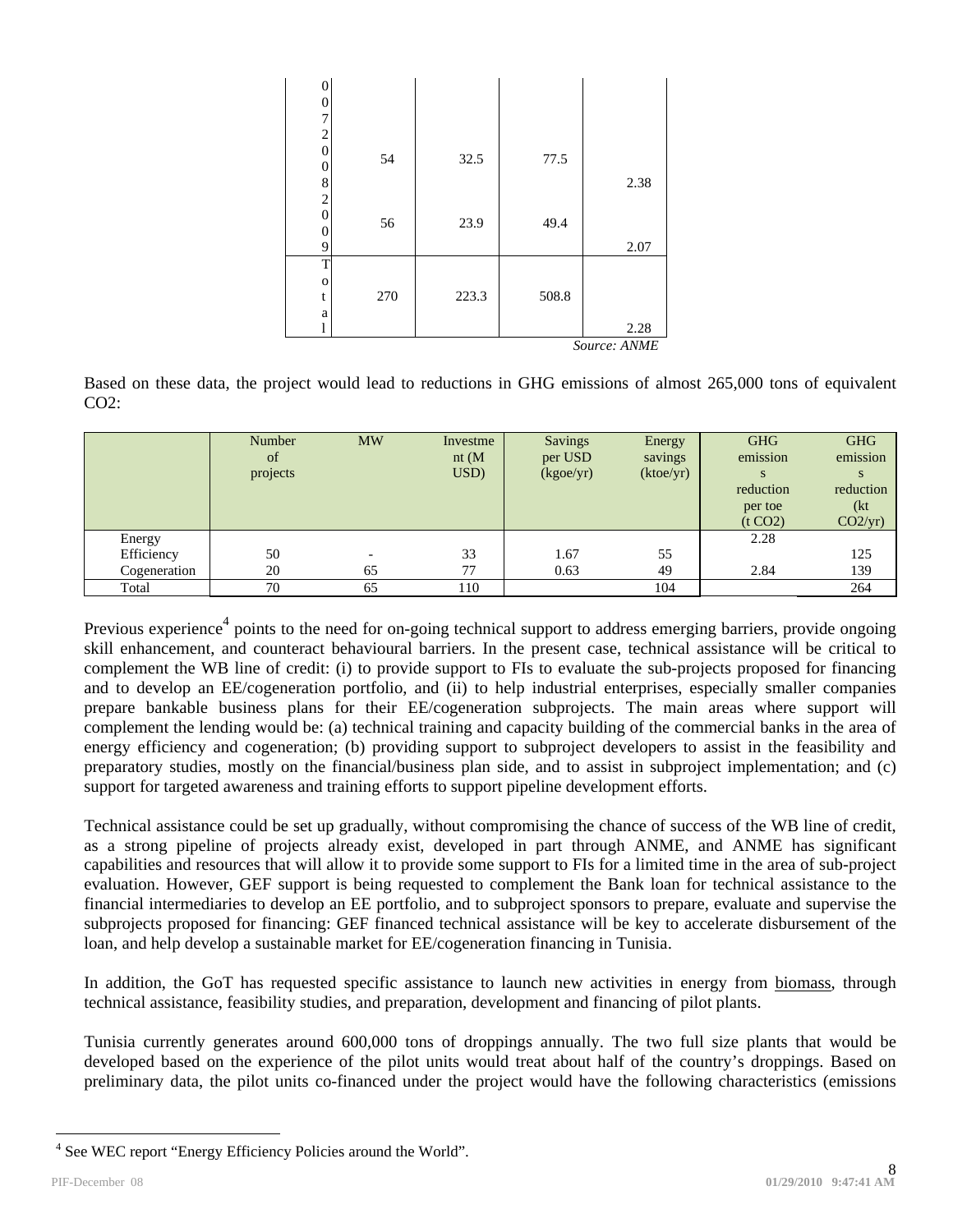| | | | | |
|---|---|---|---|---|
| 2007 | 54 | 32.5 | 77.5 | 2.38 |
| 2008 | 56 | 23.9 | 49.4 | 2.07 |
| 2009 | | | | |
| Total | 270 | 223.3 | 508.8 | 2.28 |

*Source: ANME*

Based on these data, the project would lead to reductions in GHG emissions of almost 265,000 tons of equivalent CO2:

| | Number of projects | MW | Investment (M USD) | Savings per USD (kgoe/yr) | Energy savings (ktoe/yr) | GHG emissions reduction per toe (t CO2) | GHG emissions reduction (kt CO2/yr) |
|---|---|---|---|---|---|---|---|
| Energy Efficiency | 50 | - | 33 | 1.67 | 55 | 2.28 | 125 |
| Cogeneration | 20 | 65 | 77 | 0.63 | 49 | 2.84 | 139 |
| Total | 70 | 65 | 110 | | 104 | | 264 |

Previous experience[4] points to the need for on-going technical support to address emerging barriers, provide ongoing skill enhancement, and counteract behavioural barriers. In the present case, technical assistance will be critical to complement the WB line of credit: (i) to provide support to FIs to evaluate the sub-projects proposed for financing and to develop an EE/cogeneration portfolio, and (ii) to help industrial enterprises, especially smaller companies prepare bankable business plans for their EE/cogeneration subprojects. The main areas where support will complement the lending would be: (a) technical training and capacity building of the commercial banks in the area of energy efficiency and cogeneration; (b) providing support to subproject developers to assist in the feasibility and preparatory studies, mostly on the financial/business plan side, and to assist in subproject implementation; and (c) support for targeted awareness and training efforts to support pipeline development efforts.

Technical assistance could be set up gradually, without compromising the chance of success of the WB line of credit, as a strong pipeline of projects already exist, developed in part through ANME, and ANME has significant capabilities and resources that will allow it to provide some support to FIs for a limited time in the area of sub-project evaluation. However, GEF support is being requested to complement the Bank loan for technical assistance to the financial intermediaries to develop an EE portfolio, and to subproject sponsors to prepare, evaluate and supervise the subprojects proposed for financing: GEF financed technical assistance will be key to accelerate disbursement of the loan, and help develop a sustainable market for EE/cogeneration financing in Tunisia.

In addition, the GoT has requested specific assistance to launch new activities in energy from biomass, through technical assistance, feasibility studies, and preparation, development and financing of pilot plants.

Tunisia currently generates around 600,000 tons of droppings annually. The two full size plants that would be developed based on the experience of the pilot units would treat about half of the country's droppings. Based on preliminary data, the pilot units co-financed under the project would have the following characteristics (emissions

[4] See WEC report "Energy Efficiency Policies around the World".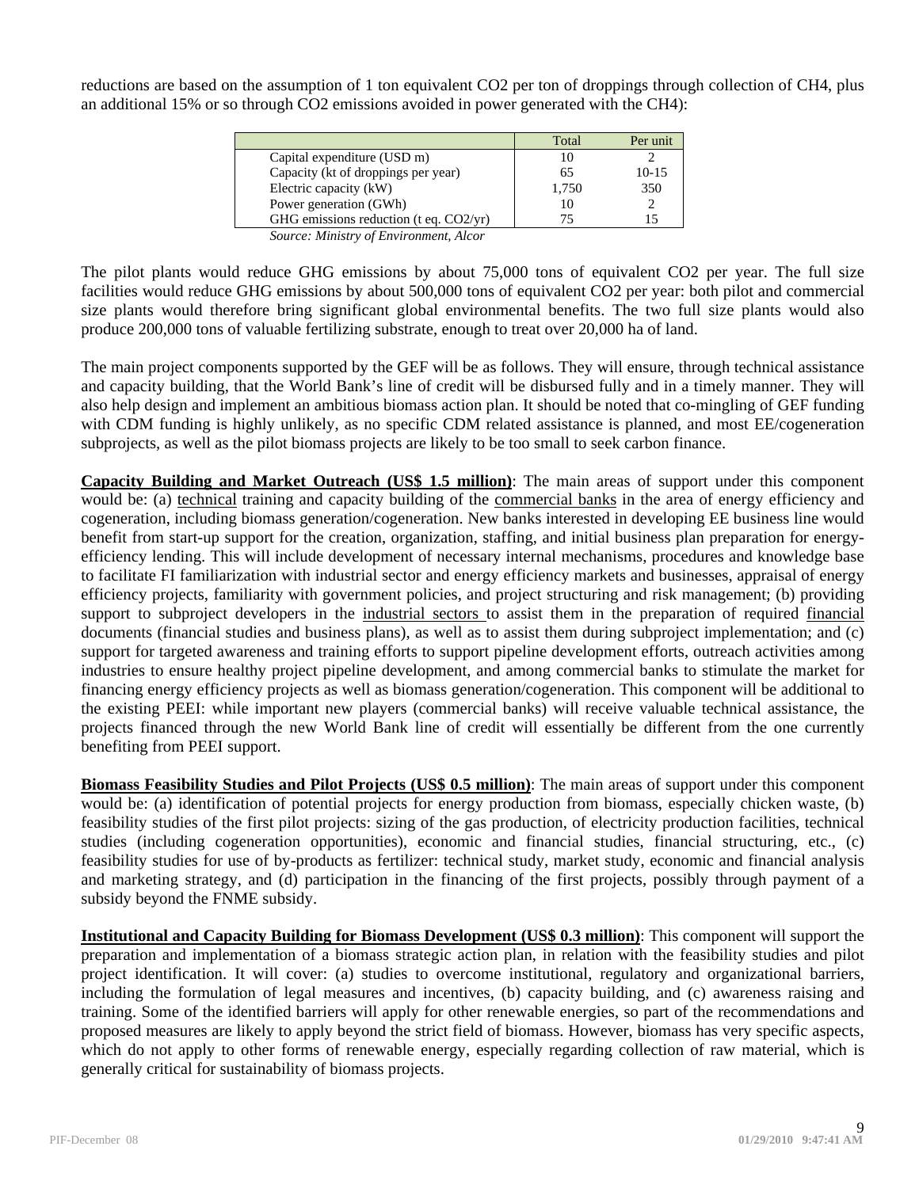reductions are based on the assumption of 1 ton equivalent CO2 per ton of droppings through collection of CH4, plus an additional 15% or so through CO2 emissions avoided in power generated with the CH4):

| | Total | Per unit |
|---|---|---|
| Capital expenditure (USD m) | 10 | 2 |
| Capacity (kt of droppings per year) | 65 | 10-15 |
| Electric capacity (kW) | 1,750 | 350 |
| Power generation (GWh) | 10 | 2 |
| GHG emissions reduction (t eq. CO2/yr) | 75 | 15 |

*Source: Ministry of Environment, Alcor*

The pilot plants would reduce GHG emissions by about 75,000 tons of equivalent CO2 per year. The full size facilities would reduce GHG emissions by about 500,000 tons of equivalent CO2 per year: both pilot and commercial size plants would therefore bring significant global environmental benefits. The two full size plants would also produce 200,000 tons of valuable fertilizing substrate, enough to treat over 20,000 ha of land.

The main project components supported by the GEF will be as follows. They will ensure, through technical assistance and capacity building, that the World Bank's line of credit will be disbursed fully and in a timely manner. They will also help design and implement an ambitious biomass action plan. It should be noted that co-mingling of GEF funding with CDM funding is highly unlikely, as no specific CDM related assistance is planned, and most EE/cogeneration subprojects, as well as the pilot biomass projects are likely to be too small to seek carbon finance.

**Capacity Building and Market Outreach (US$ 1.5 million)**: The main areas of support under this component would be: (a) technical training and capacity building of the commercial banks in the area of energy efficiency and cogeneration, including biomass generation/cogeneration. New banks interested in developing EE business line would benefit from start-up support for the creation, organization, staffing, and initial business plan preparation for energy-efficiency lending. This will include development of necessary internal mechanisms, procedures and knowledge base to facilitate FI familiarization with industrial sector and energy efficiency markets and businesses, appraisal of energy efficiency projects, familiarity with government policies, and project structuring and risk management; (b) providing support to subproject developers in the industrial sectors to assist them in the preparation of required financial documents (financial studies and business plans), as well as to assist them during subproject implementation; and (c) support for targeted awareness and training efforts to support pipeline development efforts, outreach activities among industries to ensure healthy project pipeline development, and among commercial banks to stimulate the market for financing energy efficiency projects as well as biomass generation/cogeneration. This component will be additional to the existing PEEI: while important new players (commercial banks) will receive valuable technical assistance, the projects financed through the new World Bank line of credit will essentially be different from the one currently benefiting from PEEI support.

**Biomass Feasibility Studies and Pilot Projects (US$ 0.5 million)**: The main areas of support under this component would be: (a) identification of potential projects for energy production from biomass, especially chicken waste, (b) feasibility studies of the first pilot projects: sizing of the gas production, of electricity production facilities, technical studies (including cogeneration opportunities), economic and financial studies, financial structuring, etc., (c) feasibility studies for use of by-products as fertilizer: technical study, market study, economic and financial analysis and marketing strategy, and (d) participation in the financing of the first projects, possibly through payment of a subsidy beyond the FNME subsidy.

**Institutional and Capacity Building for Biomass Development (US$ 0.3 million)**: This component will support the preparation and implementation of a biomass strategic action plan, in relation with the feasibility studies and pilot project identification. It will cover: (a) studies to overcome institutional, regulatory and organizational barriers, including the formulation of legal measures and incentives, (b) capacity building, and (c) awareness raising and training. Some of the identified barriers will apply for other renewable energies, so part of the recommendations and proposed measures are likely to apply beyond the strict field of biomass. However, biomass has very specific aspects, which do not apply to other forms of renewable energy, especially regarding collection of raw material, which is generally critical for sustainability of biomass projects.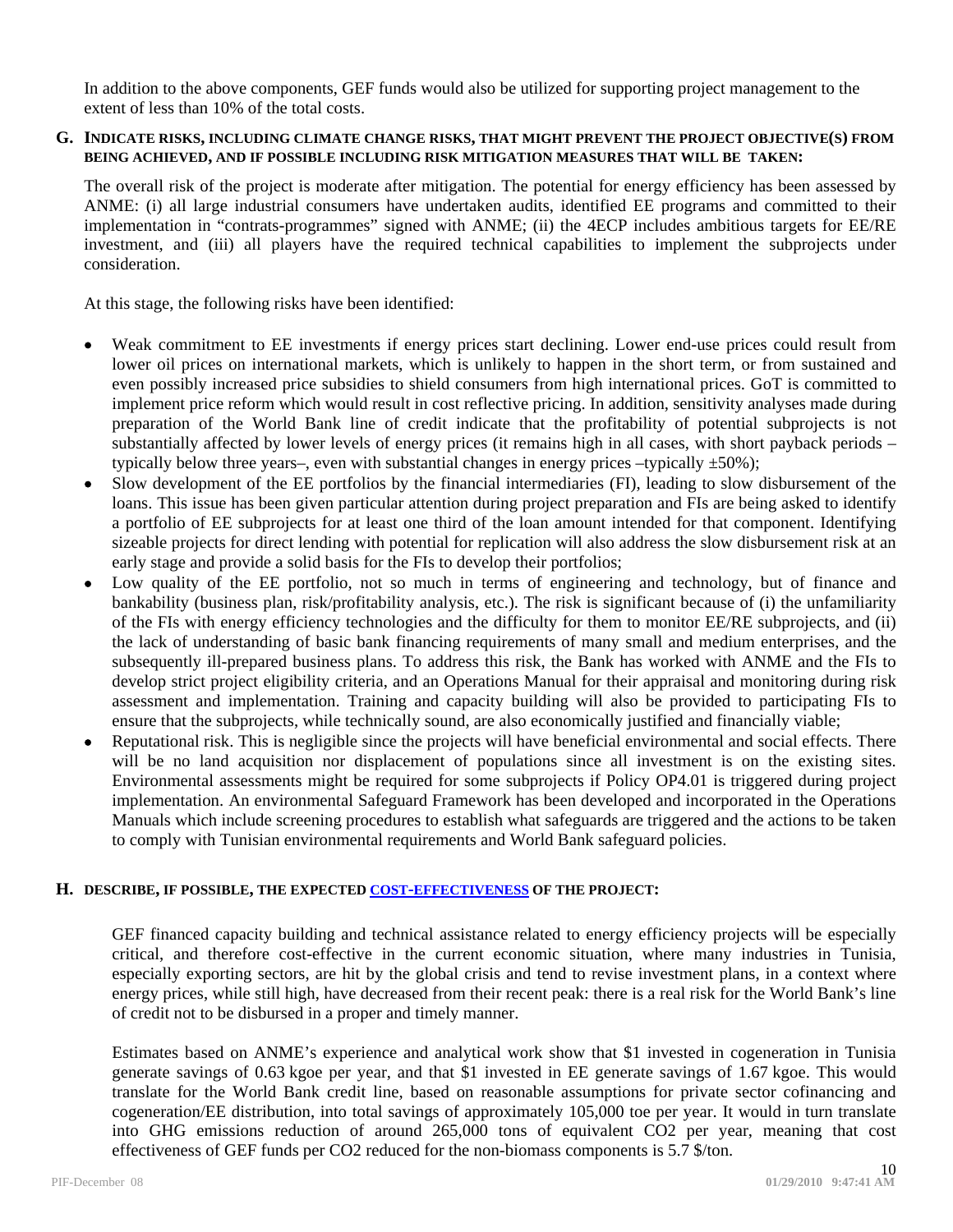In addition to the above components, GEF funds would also be utilized for supporting project management to the extent of less than 10% of the total costs.

## G. INDICATE RISKS, INCLUDING CLIMATE CHANGE RISKS, THAT MIGHT PREVENT THE PROJECT OBJECTIVE(S) FROM BEING ACHIEVED, AND IF POSSIBLE INCLUDING RISK MITIGATION MEASURES THAT WILL BE TAKEN:

The overall risk of the project is moderate after mitigation. The potential for energy efficiency has been assessed by ANME: (i) all large industrial consumers have undertaken audits, identified EE programs and committed to their implementation in "contrats-programmes" signed with ANME; (ii) the 4ECP includes ambitious targets for EE/RE investment, and (iii) all players have the required technical capabilities to implement the subprojects under consideration.

At this stage, the following risks have been identified:

- Weak commitment to EE investments if energy prices start declining. Lower end-use prices could result from lower oil prices on international markets, which is unlikely to happen in the short term, or from sustained and even possibly increased price subsidies to shield consumers from high international prices. GoT is committed to implement price reform which would result in cost reflective pricing. In addition, sensitivity analyses made during preparation of the World Bank line of credit indicate that the profitability of potential subprojects is not substantially affected by lower levels of energy prices (it remains high in all cases, with short payback periods – typically below three years–, even with substantial changes in energy prices –typically ±50%);
- Slow development of the EE portfolios by the financial intermediaries (FI), leading to slow disbursement of the loans. This issue has been given particular attention during project preparation and FIs are being asked to identify a portfolio of EE subprojects for at least one third of the loan amount intended for that component. Identifying sizeable projects for direct lending with potential for replication will also address the slow disbursement risk at an early stage and provide a solid basis for the FIs to develop their portfolios;
- Low quality of the EE portfolio, not so much in terms of engineering and technology, but of finance and bankability (business plan, risk/profitability analysis, etc.). The risk is significant because of (i) the unfamiliarity of the FIs with energy efficiency technologies and the difficulty for them to monitor EE/RE subprojects, and (ii) the lack of understanding of basic bank financing requirements of many small and medium enterprises, and the subsequently ill-prepared business plans. To address this risk, the Bank has worked with ANME and the FIs to develop strict project eligibility criteria, and an Operations Manual for their appraisal and monitoring during risk assessment and implementation. Training and capacity building will also be provided to participating FIs to ensure that the subprojects, while technically sound, are also economically justified and financially viable;
- Reputational risk. This is negligible since the projects will have beneficial environmental and social effects. There will be no land acquisition nor displacement of populations since all investment is on the existing sites. Environmental assessments might be required for some subprojects if Policy OP4.01 is triggered during project implementation. An environmental Safeguard Framework has been developed and incorporated in the Operations Manuals which include screening procedures to establish what safeguards are triggered and the actions to be taken to comply with Tunisian environmental requirements and World Bank safeguard policies.

## H. DESCRIBE, IF POSSIBLE, THE EXPECTED COST-EFFECTIVENESS OF THE PROJECT:

GEF financed capacity building and technical assistance related to energy efficiency projects will be especially critical, and therefore cost-effective in the current economic situation, where many industries in Tunisia, especially exporting sectors, are hit by the global crisis and tend to revise investment plans, in a context where energy prices, while still high, have decreased from their recent peak: there is a real risk for the World Bank's line of credit not to be disbursed in a proper and timely manner.

Estimates based on ANME's experience and analytical work show that \$1 invested in cogeneration in Tunisia generate savings of 0.63 kgoe per year, and that \$1 invested in EE generate savings of 1.67 kgoe. This would translate for the World Bank credit line, based on reasonable assumptions for private sector cofinancing and cogeneration/EE distribution, into total savings of approximately 105,000 toe per year. It would in turn translate into GHG emissions reduction of around 265,000 tons of equivalent CO2 per year, meaning that cost effectiveness of GEF funds per CO2 reduced for the non-biomass components is 5.7 \$/ton.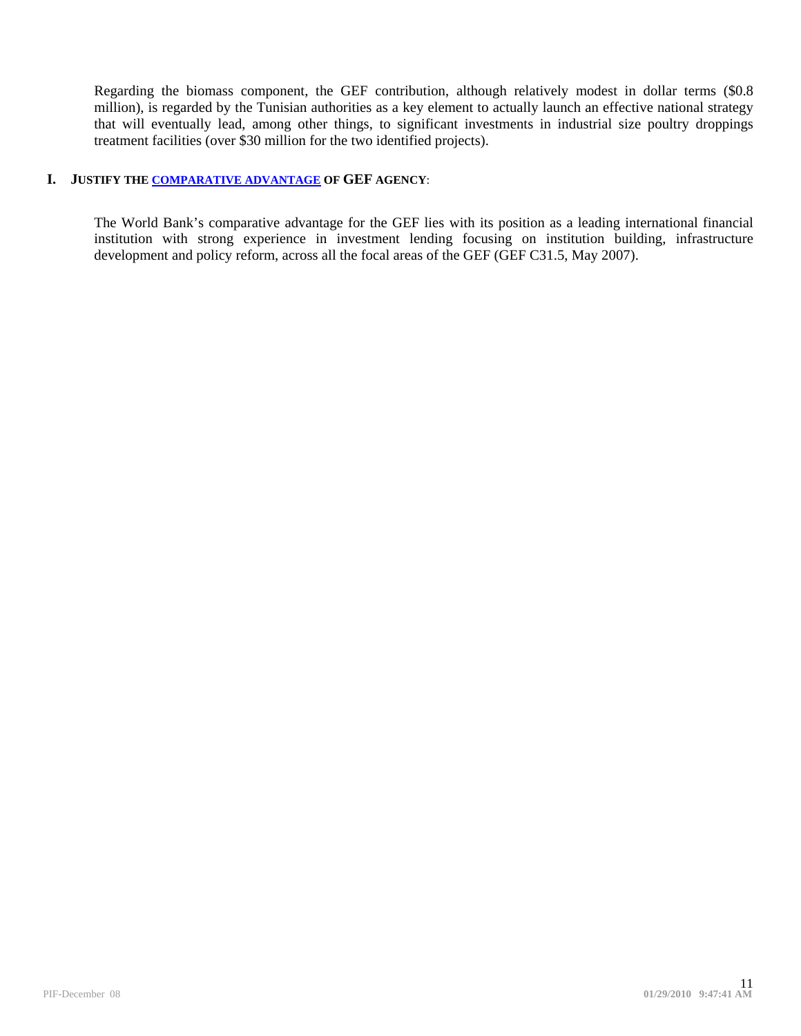Regarding the biomass component, the GEF contribution, although relatively modest in dollar terms ($0.8 million), is regarded by the Tunisian authorities as a key element to actually launch an effective national strategy that will eventually lead, among other things, to significant investments in industrial size poultry droppings treatment facilities (over $30 million for the two identified projects).

## I. JUSTIFY THE COMPARATIVE ADVANTAGE OF GEF AGENCY:

The World Bank's comparative advantage for the GEF lies with its position as a leading international financial institution with strong experience in investment lending focusing on institution building, infrastructure development and policy reform, across all the focal areas of the GEF (GEF C31.5, May 2007).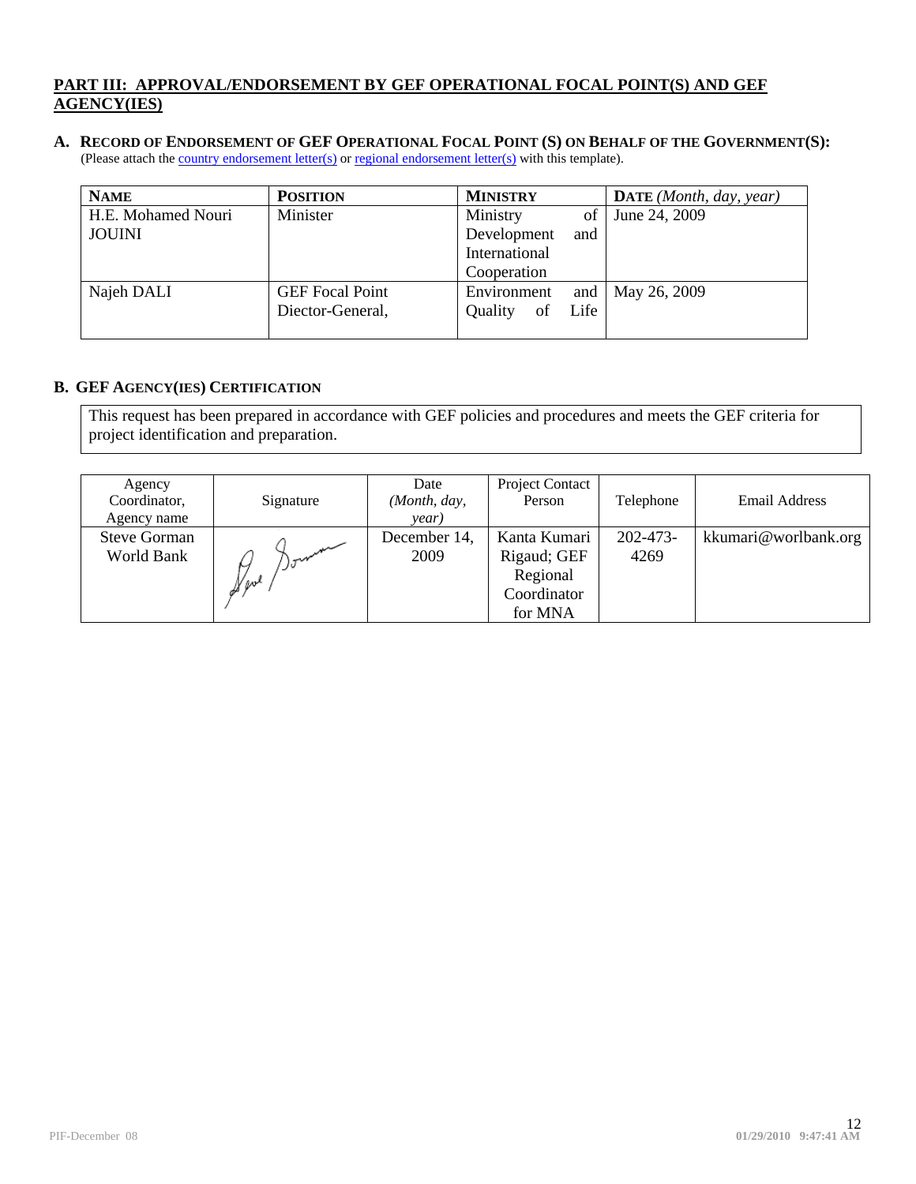## PART III: APPROVAL/ENDORSEMENT BY GEF OPERATIONAL FOCAL POINT(S) AND GEF AGENCY(IES)

### A. RECORD OF ENDORSEMENT OF GEF OPERATIONAL FOCAL POINT (S) ON BEHALF OF THE GOVERNMENT(S):

(Please attach the country endorsement letter(s) or regional endorsement letter(s) with this template).

| NAME | POSITION | MINISTRY | DATE *(Month, day, year)* |
|---|---|---|---|
| H.E. Mohamed Nouri JOUINI | Minister | Ministry of Development and International Cooperation | June 24, 2009 |
| Najeh DALI | GEF Focal Point Director-General, | Environment and Quality of Life | May 26, 2009 |

### B. GEF AGENCY(IES) CERTIFICATION

This request has been prepared in accordance with GEF policies and procedures and meets the GEF criteria for project identification and preparation.

| Agency Coordinator, Agency name | Signature | Date *(Month, day, year)* | Project Contact Person | Telephone | Email Address |
|---|---|---|---|---|---|
| Steve Gorman World Bank | | December 14, 2009 | Kanta Kumari Rigaud; GEF Regional Coordinator for MNA | 202-473-4269 | kkumari@worlbank.org |